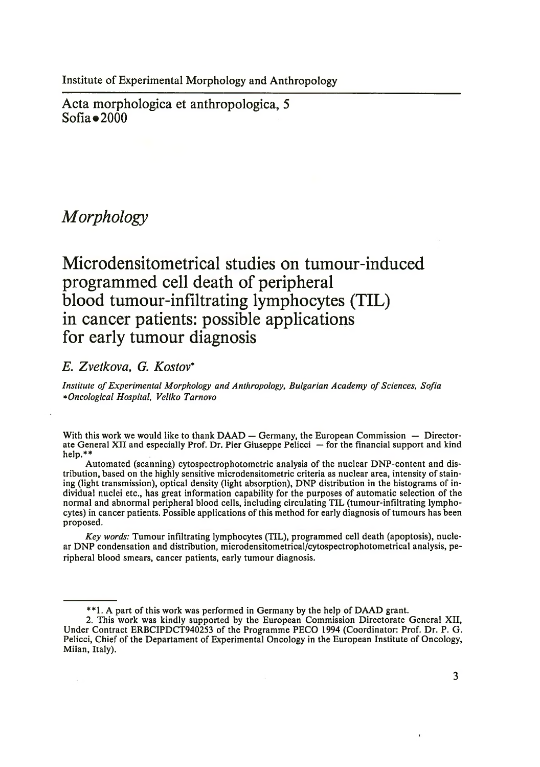Institute of Experimental Morphology and Anthropology

Acta morphologica et anthropologica, 5
Sofia • 2000

*Morphology*

# Microdensitometrical studies on tumour-induced programmed cell death of peripheral blood tumour-infiltrating lymphocytes (TIL) in cancer patients: possible applications for early tumour diagnosis

*E. Zvetkova, G. Kostov**

*Institute of Experimental Morphology and Anthropology, Bulgarian Academy of Sciences, Sofia*
**Oncological Hospital, Veliko Tarnovo*

With this work we would like to thank DAAD — Germany, the European Commission — Directorate General XII and especially Prof. Dr. Pier Giuseppe Pelicci — for the financial support and kind help.**

Automated (scanning) cytospectrophotometric analysis of the nuclear DNP-content and distribution, based on the highly sensitive microdensitometric criteria as nuclear area, intensity of staining (light transmission), optical density (light absorption), DNP distribution in the histograms of individual nuclei etc., has great information capability for the purposes of automatic selection of the normal and abnormal peripheral blood cells, including circulating TIL (tumour-infiltrating lymphocytes) in cancer patients. Possible applications of this method for early diagnosis of tumours has been proposed.

*Key words:* Tumour infiltrating lymphocytes (TIL), programmed cell death (apoptosis), nuclear DNP condensation and distribution, microdensitometrical/cytospectrophotometrical analysis, peripheral blood smears, cancer patients, early tumour diagnosis.

---

**1. A part of this work was performed in Germany by the help of DAAD grant.

2. This work was kindly supported by the European Commission Directorate General XII, Under Contract ERBCIPDCT940253 of the Programme PECO 1994 (Coordinator: Prof. Dr. P. G. Pelicci, Chief of the Departament of Experimental Oncology in the European Institute of Oncology, Milan, Italy).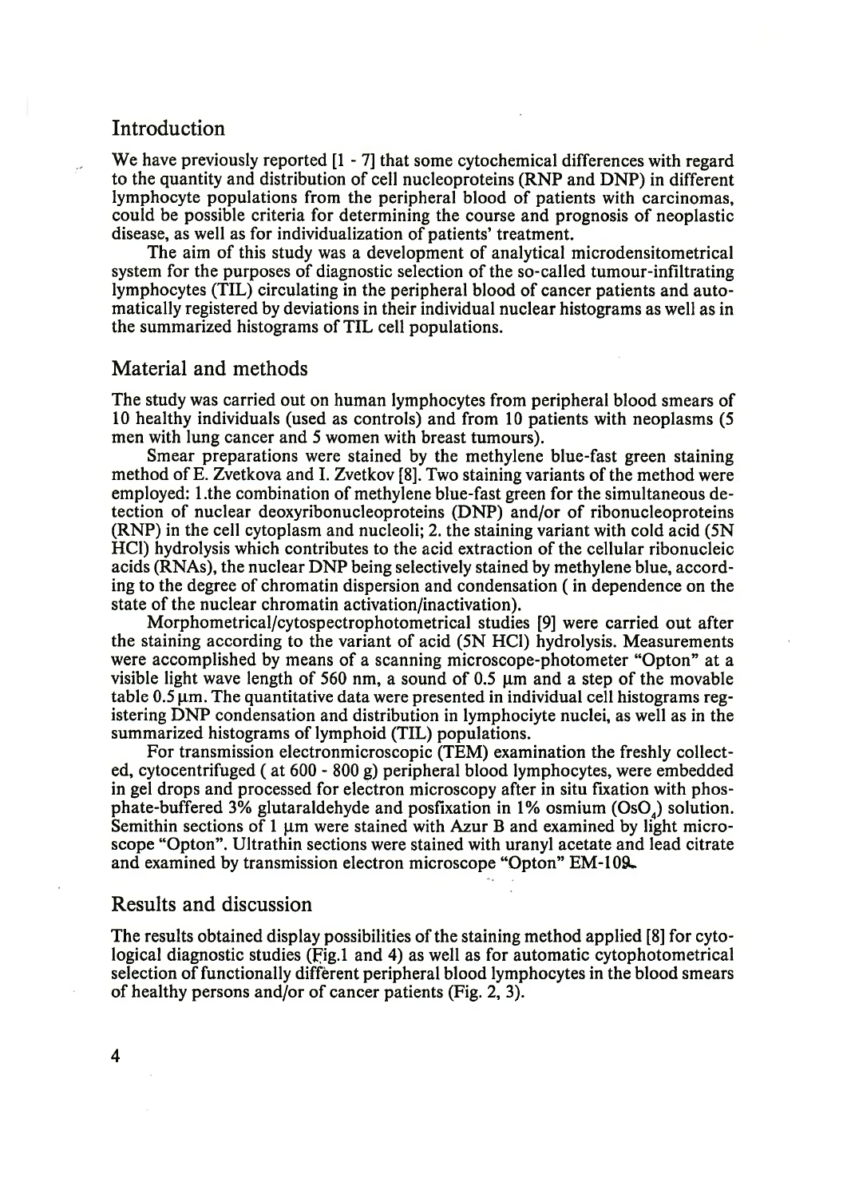## Introduction

We have previously reported [1 - 7] that some cytochemical differences with regard to the quantity and distribution of cell nucleoproteins (RNP and DNP) in different lymphocyte populations from the peripheral blood of patients with carcinomas, could be possible criteria for determining the course and prognosis of neoplastic disease, as well as for individualization of patients' treatment.

The aim of this study was a development of analytical microdensitometrical system for the purposes of diagnostic selection of the so-called tumour-infiltrating lymphocytes (TIL) circulating in the peripheral blood of cancer patients and automatically registered by deviations in their individual nuclear histograms as well as in the summarized histograms of TIL cell populations.

## Material and methods

The study was carried out on human lymphocytes from peripheral blood smears of 10 healthy individuals (used as controls) and from 10 patients with neoplasms (5 men with lung cancer and 5 women with breast tumours).

Smear preparations were stained by the methylene blue-fast green staining method of E. Zvetkova and I. Zvetkov [8]. Two staining variants of the method were employed: 1.the combination of methylene blue-fast green for the simultaneous detection of nuclear deoxyribonucleoproteins (DNP) and/or of ribonucleoproteins (RNP) in the cell cytoplasm and nucleoli; 2. the staining variant with cold acid (5N HCl) hydrolysis which contributes to the acid extraction of the cellular ribonucleic acids (RNAs), the nuclear DNP being selectively stained by methylene blue, according to the degree of chromatin dispersion and condensation ( in dependence on the state of the nuclear chromatin activation/inactivation).

Morphometrical/cytospectrophotometrical studies [9] were carried out after the staining according to the variant of acid (5N HCl) hydrolysis. Measurements were accomplished by means of a scanning microscope-photometer "Opton" at a visible light wave length of 560 nm, a sound of 0.5 μm and a step of the movable table 0.5 μm. The quantitative data were presented in individual cell histograms registering DNP condensation and distribution in lymphociyte nuclei, as well as in the summarized histograms of lymphoid (TIL) populations.

For transmission electronmicroscopic (TEM) examination the freshly collected, cytocentrifuged ( at 600 - 800 g) peripheral blood lymphocytes, were embedded in gel drops and processed for electron microscopy after in situ fixation with phosphate-buffered 3% glutaraldehyde and posfixation in 1% osmium ($OsO_4$) solution. Semithin sections of 1 μm were stained with Azur B and examined by light microscope "Opton". Ultrathin sections were stained with uranyl acetate and lead citrate and examined by transmission electron microscope "Opton" EM-109.

## Results and discussion

The results obtained display possibilities of the staining method applied [8] for cytological diagnostic studies (Fig.1 and 4) as well as for automatic cytophotometrical selection of functionally different peripheral blood lymphocytes in the blood smears of healthy persons and/or of cancer patients (Fig. 2, 3).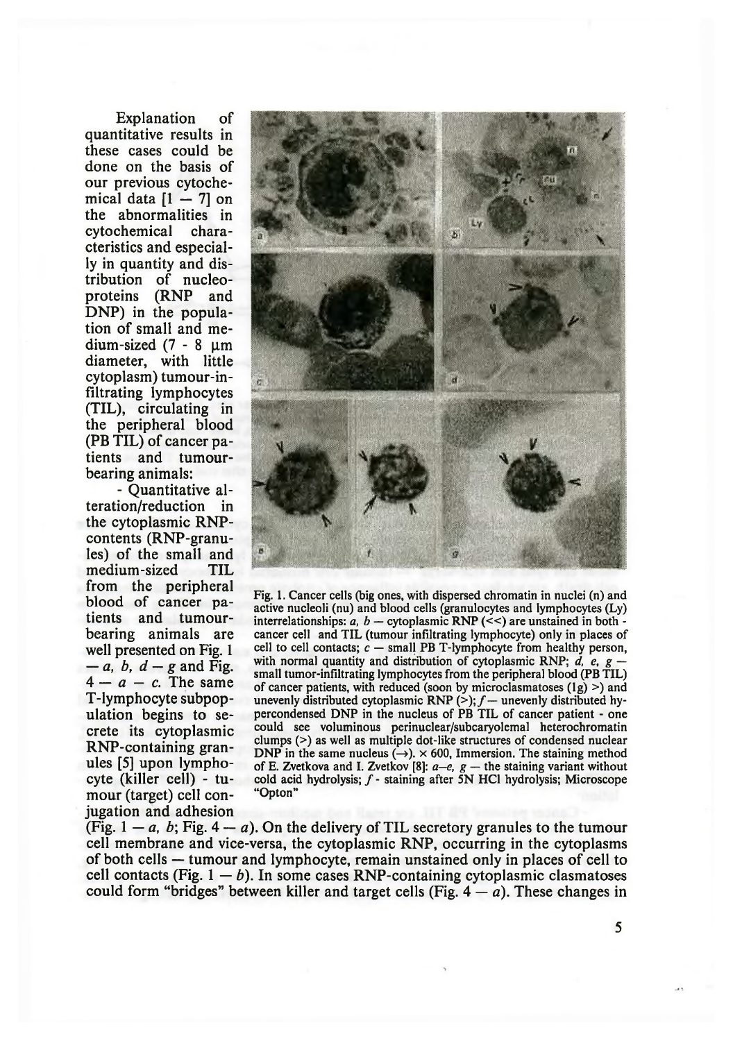Explanation of quantitative results in these cases could be done on the basis of our previous cytochemical data [1 — 7] on the abnormalities in cytochemical characteristics and especially in quantity and distribution of nucleoproteins (RNP and DNP) in the population of small and medium-sized (7 - 8 μm diameter, with little cytoplasm) tumour-infiltrating lymphocytes (TIL), circulating in the peripheral blood (PB TIL) of cancer patients and tumour-bearing animals:

- Quantitative alteration/reduction in the cytoplasmic RNP-contents (RNP-granules) of the small and medium-sized TIL from the peripheral blood of cancer patients and tumour-bearing animals are well presented on Fig. 1 — *a, b, d — g* and Fig. 4 — *a — c*. The same T-lymphocyte subpopulation begins to secrete its cytoplasmic RNP-containing granules [5] upon lymphocyte (killer cell) - tumour (target) cell conjugation and adhesion (Fig. 1 — *a, b*; Fig. 4 — *a*). On the delivery of TIL secretory granules to the tumour cell membrane and vice-versa, the cytoplasmic RNP, occurring in the cytoplasms of both cells — tumour and lymphocyte, remain unstained only in places of cell to cell contacts (Fig. 1 — *b*). In some cases RNP-containing cytoplasmic clasmatoses could form "bridges" between killer and target cells (Fig. 4 — *a*). These changes in

Fig. 1. Cancer cells (big ones, with dispersed chromatin in nuclei (n) and active nucleoli (nu) and blood cells (granulocytes and lymphocytes (Ly) interrelationships: *a, b* — cytoplasmic RNP (<<) are unstained in both - cancer cell and TIL (tumour infiltrating lymphocyte) only in places of cell to cell contacts; *c* — small PB T-lymphocyte from healthy person, with normal quantity and distribution of cytoplasmic RNP; *d, e, g* — small tumor-infiltrating lymphocytes from the peripheral blood (PB TIL) of cancer patients, with reduced (soon by microclasmatoses (1g) >) and unevenly distributed cytoplasmic RNP (>); *f* — unevenly distributed hypercondensed DNP in the nucleus of PB TIL of cancer patient - one could see voluminous perinuclear/subcaryolemal heterochromatin clumps (>) as well as multiple dot-like structures of condensed nuclear DNP in the same nucleus (→). × 600, Immersion. The staining method of E. Zvetkova and I. Zvetkov [8]: *a—e, g* — the staining variant without cold acid hydrolysis; *f* - staining after 5N HCl hydrolysis; Microscope "Opton"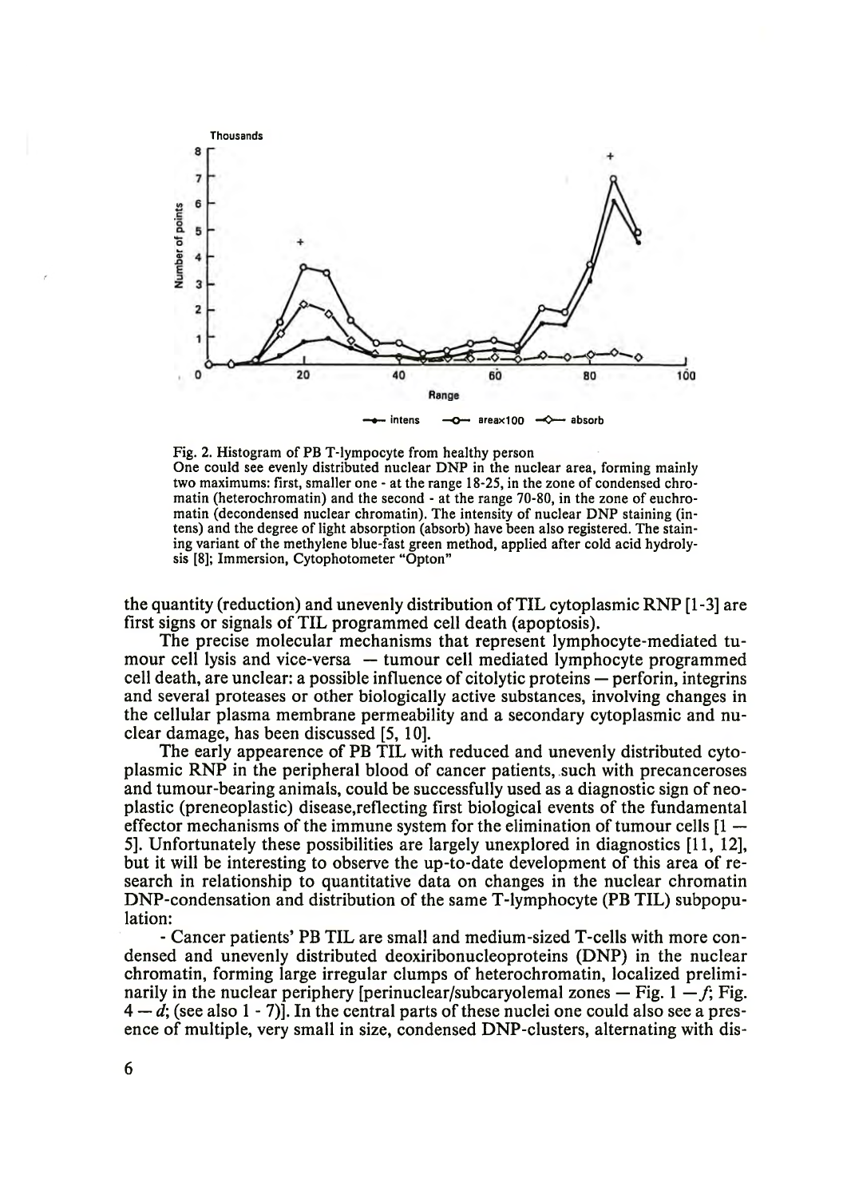Fig. 2. Histogram of PB T-lympocyte from healthy person
One could see evenly distributed nuclear DNP in the nuclear area, forming mainly two maximums: first, smaller one - at the range 18-25, in the zone of condensed chromatin (heterochromatin) and the second - at the range 70-80, in the zone of euchromatin (decondensed nuclear chromatin). The intensity of nuclear DNP staining (intens) and the degree of light absorption (absorb) have been also registered. The staining variant of the methylene blue-fast green method, applied after cold acid hydrolysis [8]; Immersion, Cytophotometer "Opton"

the quantity (reduction) and unevenly distribution of TIL cytoplasmic RNP [1-3] are first signs or signals of TIL programmed cell death (apoptosis).

The precise molecular mechanisms that represent lymphocyte-mediated tumour cell lysis and vice-versa — tumour cell mediated lymphocyte programmed cell death, are unclear: a possible influence of citolytic proteins — perforin, integrins and several proteases or other biologically active substances, involving changes in the cellular plasma membrane permeability and a secondary cytoplasmic and nuclear damage, has been discussed [5, 10].

The early appearence of PB TIL with reduced and unevenly distributed cytoplasmic RNP in the peripheral blood of cancer patients, such with precanceroses and tumour-bearing animals, could be successfully used as a diagnostic sign of neoplastic (preneoplastic) disease,reflecting first biological events of the fundamental effector mechanisms of the immune system for the elimination of tumour cells [1 — 5]. Unfortunately these possibilities are largely unexplored in diagnostics [11, 12], but it will be interesting to observe the up-to-date development of this area of research in relationship to quantitative data on changes in the nuclear chromatin DNP-condensation and distribution of the same T-lymphocyte (PB TIL) subpopulation:

- Cancer patients' PB TIL are small and medium-sized T-cells with more condensed and unevenly distributed deoxiribonucleoproteins (DNP) in the nuclear chromatin, forming large irregular clumps of heterochromatin, localized preliminarily in the nuclear periphery [perinuclear/subcaryolemal zones — Fig. 1 — *f*; Fig. 4 — *d*; (see also 1 - 7)]. In the central parts of these nuclei one could also see a presence of multiple, very small in size, condensed DNP-clusters, alternating with dis-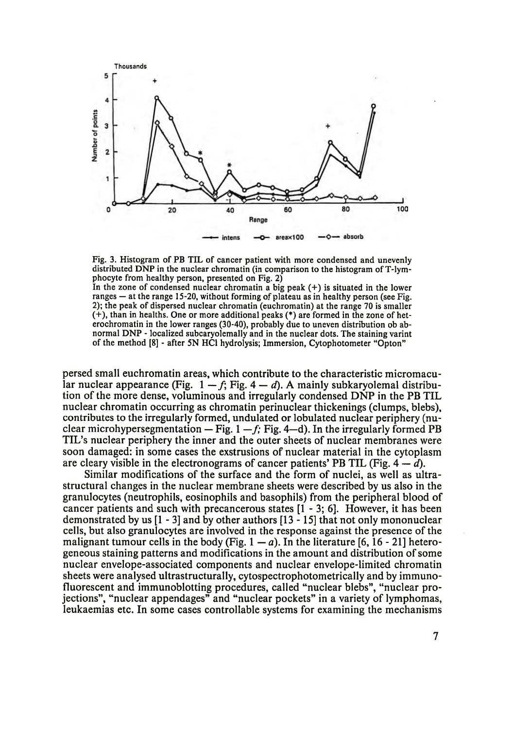Fig. 3. Histogram of PB TIL of cancer patient with more condensed and unevenly distributed DNP in the nuclear chromatin (in comparison to the histogram of T-lymphocyte from healthy person, presented on Fig. 2)
In the zone of condensed nuclear chromatin a big peak (+) is situated in the lower ranges — at the range 15-20, without forming of plateau as in healthy person (see Fig. 2); the peak of dispersed nuclear chromatin (euchromatin) at the range 70 is smaller (+), than in healths. One or more additional peaks (*) are formed in the zone of heterochromatin in the lower ranges (30-40), probably due to uneven distribution ob abnormal DNP - localized subcaryolemally and in the nuclear dots. The staining varint of the method [8] - after 5N HCl hydrolysis; Immersion, Cytophotometer "Opton"

persed small euchromatin areas, which contribute to the characteristic micromacular nuclear appearance (Fig. 1 — *f*; Fig. 4 — *d*). A mainly subkaryolemal distribution of the more dense, voluminous and irregularly condensed DNP in the PB TIL nuclear chromatin occurring as chromatin perinuclear thickenings (clumps, blebs), contributes to the irregularly formed, undulated or lobulated nuclear periphery (nuclear microhypersegmentation — Fig. 1 —*f;* Fig. 4—d). In the irregularly formed PB TIL's nuclear periphery the inner and the outer sheets of nuclear membranes were soon damaged: in some cases the exstrusions of nuclear material in the cytoplasm are cleary visible in the electronograms of cancer patients' PB TIL (Fig. 4 — *d*).

Similar modifications of the surface and the form of nuclei, as well as ultrastructural changes in the nuclear membrane sheets were described by us also in the granulocytes (neutrophils, eosinophils and basophils) from the peripheral blood of cancer patients and such with precancerous states [1 - 3; 6]. However, it has been demonstrated by us [1 - 3] and by other authors [13 - 15] that not only mononuclear cells, but also granulocytes are involved in the response against the presence of the malignant tumour cells in the body (Fig. 1 — *a*). In the literature [6, 16 - 21] heterogeneous staining patterns and modifications in the amount and distribution of some nuclear envelope-associated components and nuclear envelope-limited chromatin sheets were analysed ultrastructurally, cytospectrophotometrically and by immunofluorescent and immunoblotting procedures, called "nuclear blebs", "nuclear projections", "nuclear appendages" and "nuclear pockets" in a variety of lymphomas, leukaemias etc. In some cases controllable systems for examining the mechanisms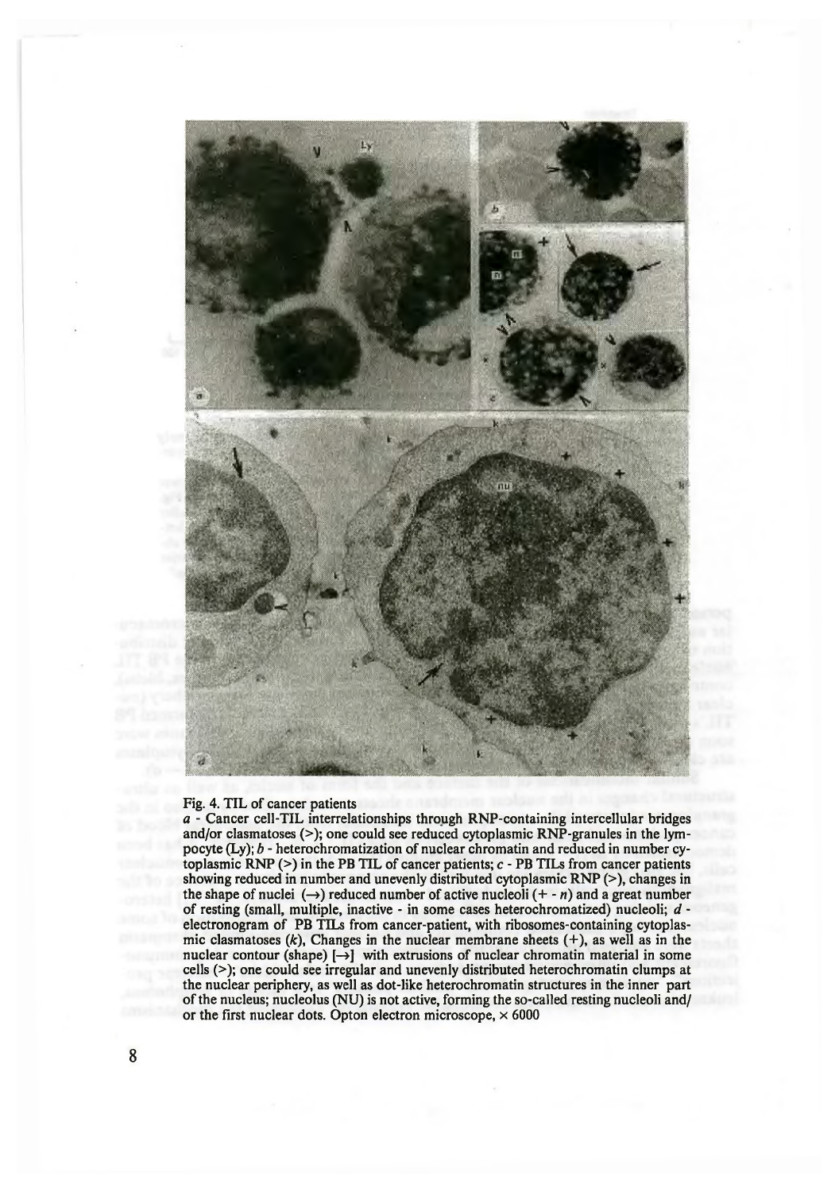Fig. 4. TIL of cancer patients

*a* - Cancer cell-TIL interrelationships through RNP-containing intercellular bridges and/or clasmatoses (>); one could see reduced cytoplasmic RNP-granules in the lympocyte (Ly); *b* - heterochromatization of nuclear chromatin and reduced in number cytoplasmic RNP (>) in the PB TIL of cancer patients; *c* - PB TILs from cancer patients showing reduced in number and unevenly distributed cytoplasmic RNP (>), changes in the shape of nuclei (→) reduced number of active nucleoli (+ - *n*) and a great number of resting (small, multiple, inactive - in some cases heterochromatized) nucleoli; *d* - electronogram of PB TILs from cancer-patient, with ribosomes-containing cytoplasmic clasmatoses (*k*), Changes in the nuclear membrane sheets (+), as well as in the nuclear contour (shape) [→] with extrusions of nuclear chromatin material in some cells (>); one could see irregular and unevenly distributed heterochromatin clumps at the nuclear periphery, as well as dot-like heterochromatin structures in the inner part of the nucleus; nucleolus (NU) is not active, forming the so-called resting nucleoli and/or the first nuclear dots. Opton electron microscope, × 6000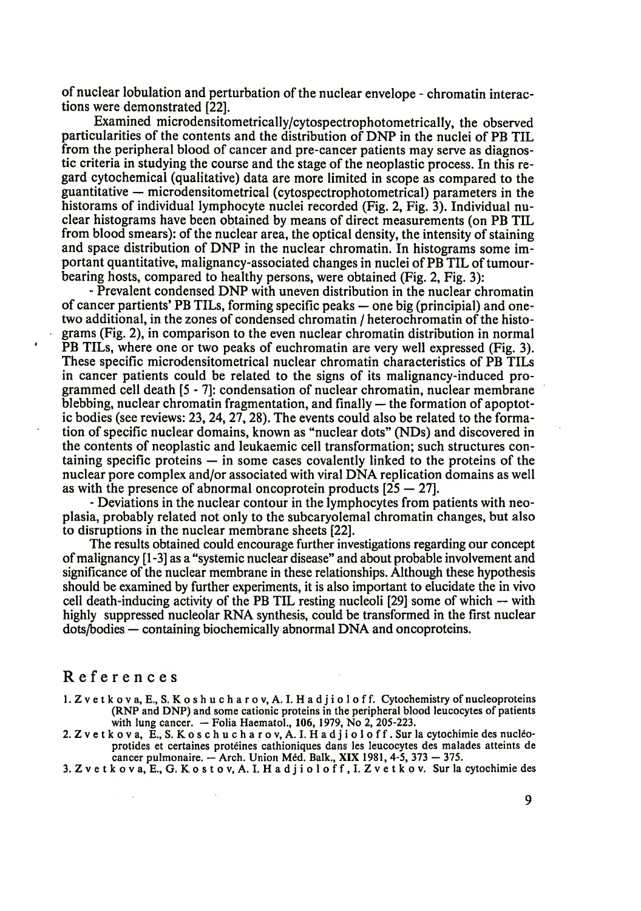of nuclear lobulation and perturbation of the nuclear envelope - chromatin interactions were demonstrated [22].

Examined microdensitometrically/cytospectrophotometrically, the observed particularities of the contents and the distribution of DNP in the nuclei of PB TIL from the peripheral blood of cancer and pre-cancer patients may serve as diagnostic criteria in studying the course and the stage of the neoplastic process. In this regard cytochemical (qualitative) data are more limited in scope as compared to the guantitative — microdensitometrical (cytospectrophotometrical) parameters in the historams of individual lymphocyte nuclei recorded (Fig. 2, Fig. 3). Individual nuclear histograms have been obtained by means of direct measurements (on PB TIL from blood smears): of the nuclear area, the optical density, the intensity of staining and space distribution of DNP in the nuclear chromatin. In histograms some important quantitative, malignancy-associated changes in nuclei of PB TIL of tumour-bearing hosts, compared to healthy persons, were obtained (Fig. 2, Fig. 3):

- Prevalent condensed DNP with uneven distribution in the nuclear chromatin of cancer partients' PB TILs, forming specific peaks — one big (principial) and one-two additional, in the zones of condensed chromatin / heterochromatin of the histograms (Fig. 2), in comparison to the even nuclear chromatin distribution in normal PB TILs, where one or two peaks of euchromatin are very well expressed (Fig. 3). These specific microdensitometrical nuclear chromatin characteristics of PB TILs in cancer patients could be related to the signs of its malignancy-induced programmed cell death [5 - 7]: condensation of nuclear chromatin, nuclear membrane blebbing, nuclear chromatin fragmentation, and finally — the formation of apoptotic bodies (see reviews: 23, 24, 27, 28). The events could also be related to the formation of specific nuclear domains, known as "nuclear dots" (NDs) and discovered in the contents of neoplastic and leukaemic cell transformation; such structures containing specific proteins — in some cases covalently linked to the proteins of the nuclear pore complex and/or associated with viral DNA replication domains as well as with the presence of abnormal oncoprotein products [25 — 27].

- Deviations in the nuclear contour in the lymphocytes from patients with neoplasia, probably related not only to the subcaryolemal chromatin changes, but also to disruptions in the nuclear membrane sheets [22].

The results obtained could encourage further investigations regarding our concept of malignancy [1-3] as a "systemic nuclear disease" and about probable involvement and significance of the nuclear membrane in these relationships. Although these hypothesis should be examined by further experiments, it is also important to elucidate the in vivo cell death-inducing activity of the PB TIL resting nucleoli [29] some of which — with highly suppressed nucleolar RNA synthesis, could be transformed in the first nuclear dots/bodies — containing biochemically abnormal DNA and oncoproteins.

## References

1. Zvetkova, E., S. Koshucharov, A. I. Hadjioloff. Cytochemistry of nucleoproteins (RNP and DNP) and some cationic proteins in the peripheral blood leucocytes of patients with lung cancer. — Folia Haematol., **106**, 1979, No 2, 205-223.
2. Zvetkova, E., S. Koschucharov, A. I. Hadjioloff. Sur la cytochimie des nucléoprotides et certaines protéines cathioniques dans les leucocytes des malades atteints de cancer pulmonaire. — Arch. Union Méd. Balk., **XIX** 1981, 4-5, 373 — 375.
3. Zvetkova, E., G. Kostov, A. I. Hadjioloff, I. Zvetkov. Sur la cytochimie des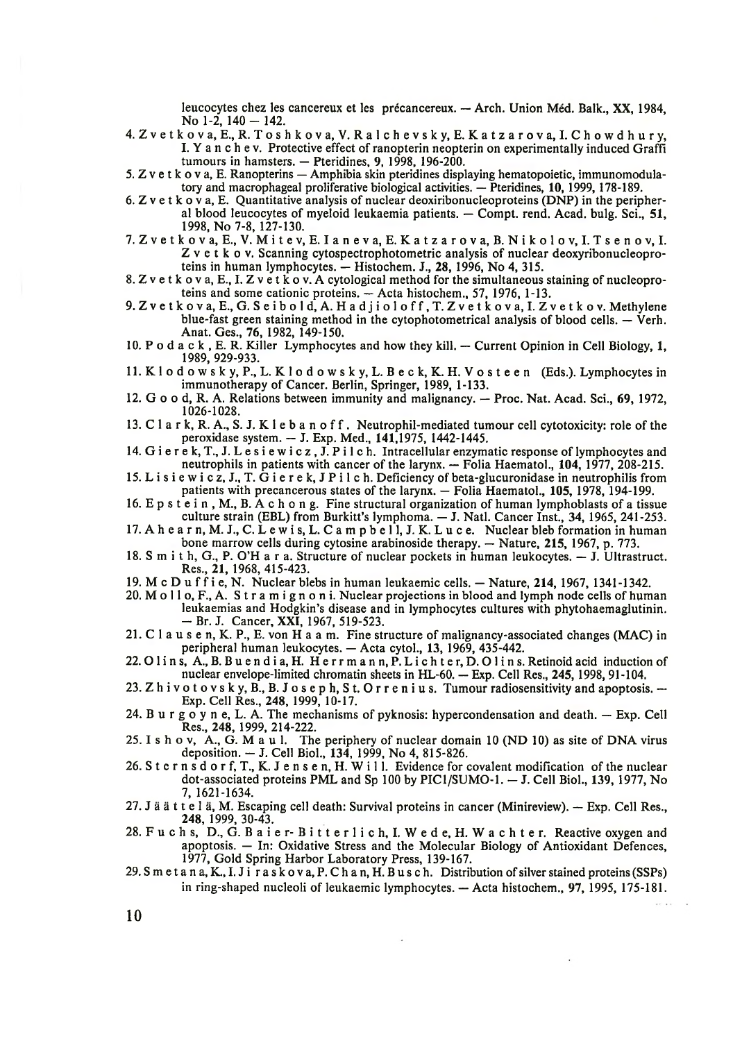leucocytes chez les cancereux et les précancereux. — Arch. Union Méd. Balk., **XX**, 1984, No 1-2, 140 — 142.

4. Zvetkova, E., R. Toshkova, V. Ralchevsky, E. Katzarova, I. Chowdhury, I. Yanchev. Protective effect of ranopterin neopterin on experimentally induced Graffi tumours in hamsters. — Pteridines, **9**, 1998, 196-200.
5. Zvetkova, E. Ranopterins — Amphibia skin pteridines displaying hematopoietic, immunomodulatory and macrophageal proliferative biological activities. — Pteridines, **10**, 1999, 178-189.
6. Zvetkova, E. Quantitative analysis of nuclear deoxiribonucleoproteins (DNP) in the peripheral blood leucocytes of myeloid leukaemia patients. — Compt. rend. Acad. bulg. Sci., **51**, 1998, No 7-8, 127-130.
7. Zvetkova, E., V. Mitev, E. Ianeva, E. Katzarova, B. Nikolov, I. Tsenov, I. Zvetkov. Scanning cytospectrophotometric analysis of nuclear deoxyribonucleoproteins in human lymphocytes. — Histochem. J., **28**, 1996, No 4, 315.
8. Zvetkova, E., I. Zvetkov. A cytological method for the simultaneous staining of nucleoproteins and some cationic proteins. — Acta histochem., 57, 1976, 1-13.
9. Zvetkova, E., G. Seibold, A. Hadjioloff, T. Zvetkova, I. Zvetkov. Methylene blue-fast green staining method in the cytophotometrical analysis of blood cells. — Verh. Anat. Ges., **76**, 1982, 149-150.
10. Podack, E. R. Killer Lymphocytes and how they kill. — Current Opinion in Cell Biology, **1**, 1989, 929-933.
11. Klodowsky, P., L. Klodowsky, L. Beck, K. H. Vosteen (Eds.). Lymphocytes in immunotherapy of Cancer. Berlin, Springer, 1989, 1-133.
12. Good, R. A. Relations between immunity and malignancy. — Proc. Nat. Acad. Sci., **69**, 1972, 1026-1028.
13. Clark, R. A., S. J. Klebanoff. Neutrophil-mediated tumour cell cytotoxicity: role of the peroxidase system. — J. Exp. Med., **141**,1975, 1442-1445.
14. Gierek, T., J. Lesiewicz, J. Pilch. Intracellular enzymatic response of lymphocytes and neutrophils in patients with cancer of the larynx. — Folia Haematol., **104**, 1977, 208-215.
15. Lisiewicz, J., T. Gierek, J Pilch. Deficiency of beta-glucuronidase in neutrophilis from patients with precancerous states of the larynx. — Folia Haematol., **105**, 1978, 194-199.
16. Epstein, M., B. Achong. Fine structural organization of human lymphoblasts of a tissue culture strain (EBL) from Burkitt's lymphoma. — J. Natl. Cancer Inst., **34**, 1965, 241-253.
17. Ahearn, M. J., C. Lewis, L. Campbell, J. K. Luce. Nuclear bleb formation in human bone marrow cells during cytosine arabinoside therapy. — Nature, **215**, 1967, p. 773.
18. Smith, G., P. O'Hara. Structure of nuclear pockets in human leukocytes. — J. Ultrastruct. Res., **21**, 1968, 415-423.
19. McDuffie, N. Nuclear blebs in human leukaemic cells. — Nature, **214**, 1967, 1341-1342.
20. Mollo, F., A. Stramignoni. Nuclear projections in blood and lymph node cells of human leukaemias and Hodgkin's disease and in lymphocytes cultures with phytohaemaglutinin. — Br. J. Cancer, **XXI**, 1967, 519-523.
21. Clausen, K. P., E. von Haam. Fine structure of malignancy-associated changes (MAC) in peripheral human leukocytes. — Acta cytol., **13**, 1969, 435-442.
22. Olins, A., B. Buendia, H. Herrmann, P. Lichter, D. Olins. Retinoid acid induction of nuclear envelope-limited chromatin sheets in HL-60. — Exp. Cell Res., **245**, 1998, 91-104.
23. Zhivotovsky, B., B. Joseph, St. Orrenius. Tumour radiosensitivity and apoptosis. — Exp. Cell Res., **248**, 1999, 10-17.
24. Burgoyne, L. A. The mechanisms of pyknosis: hypercondensation and death. — Exp. Cell Res., **248**, 1999, 214-222.
25. Ishov, A., G. Maul. The periphery of nuclear domain 10 (ND 10) as site of DNA virus deposition. — J. Cell Biol., **134**, 1999, No 4, 815-826.
26. Sternsdorf, T., K. Jensen, H. Will. Evidence for covalent modification of the nuclear dot-associated proteins PML and Sp 100 by PIC1/SUMO-1. — J. Cell Biol., **139**, 1977, No 7, 1621-1634.
27. Jäättelä, M. Escaping cell death: Survival proteins in cancer (Minireview). — Exp. Cell Res., **248**, 1999, 30-43.
28. Fuchs, D., G. Baier-Bitterlich, I. Wede, H. Wachter. Reactive oxygen and apoptosis. — In: Oxidative Stress and the Molecular Biology of Antioxidant Defences, 1977, Gold Spring Harbor Laboratory Press, 139-167.
29. Smetana, K., I. Jiraskova, P. Chan, H. Busch. Distribution of silver stained proteins (SSPs) in ring-shaped nucleoli of leukaemic lymphocytes. — Acta histochem., **97**, 1995, 175-181.